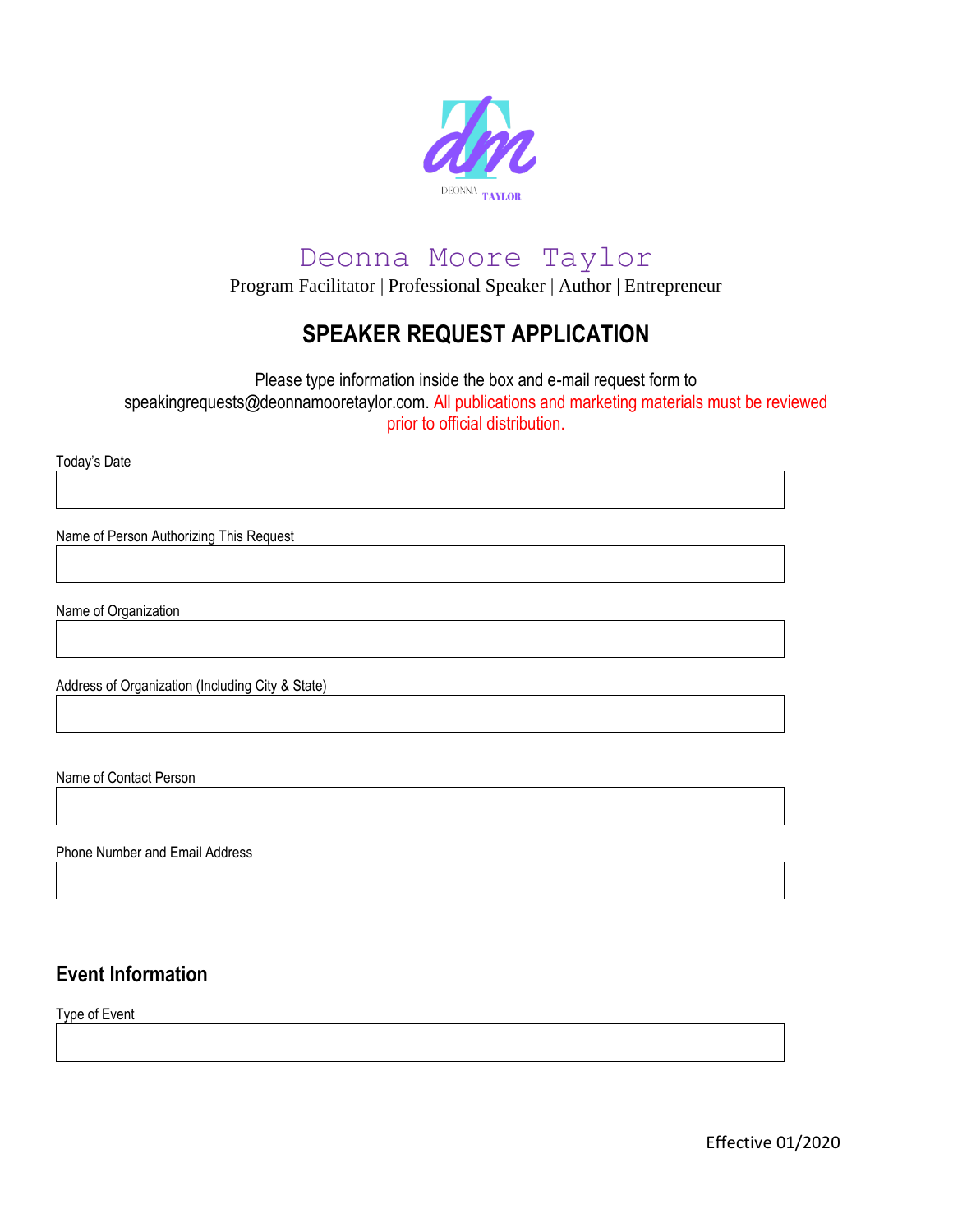# Deonna Moore Taylor

Program Facilitator | Professional Speaker | Author | Entrepreneur

## SPEAKER REQUEST APPLICATION

Please type information inside the box and e-mail request form to speakingrequests@deonnamooretaylor.com. All publications and marketing materials must be reviewed prior to official distribution.

Today's Date

Name of Person Authorizing This Request

Name of Organization

Address of Organization (Including City & State)

Name of Contact Person

Phone Number and Email Address

## Event Information

Type of Event

Effective 01/2020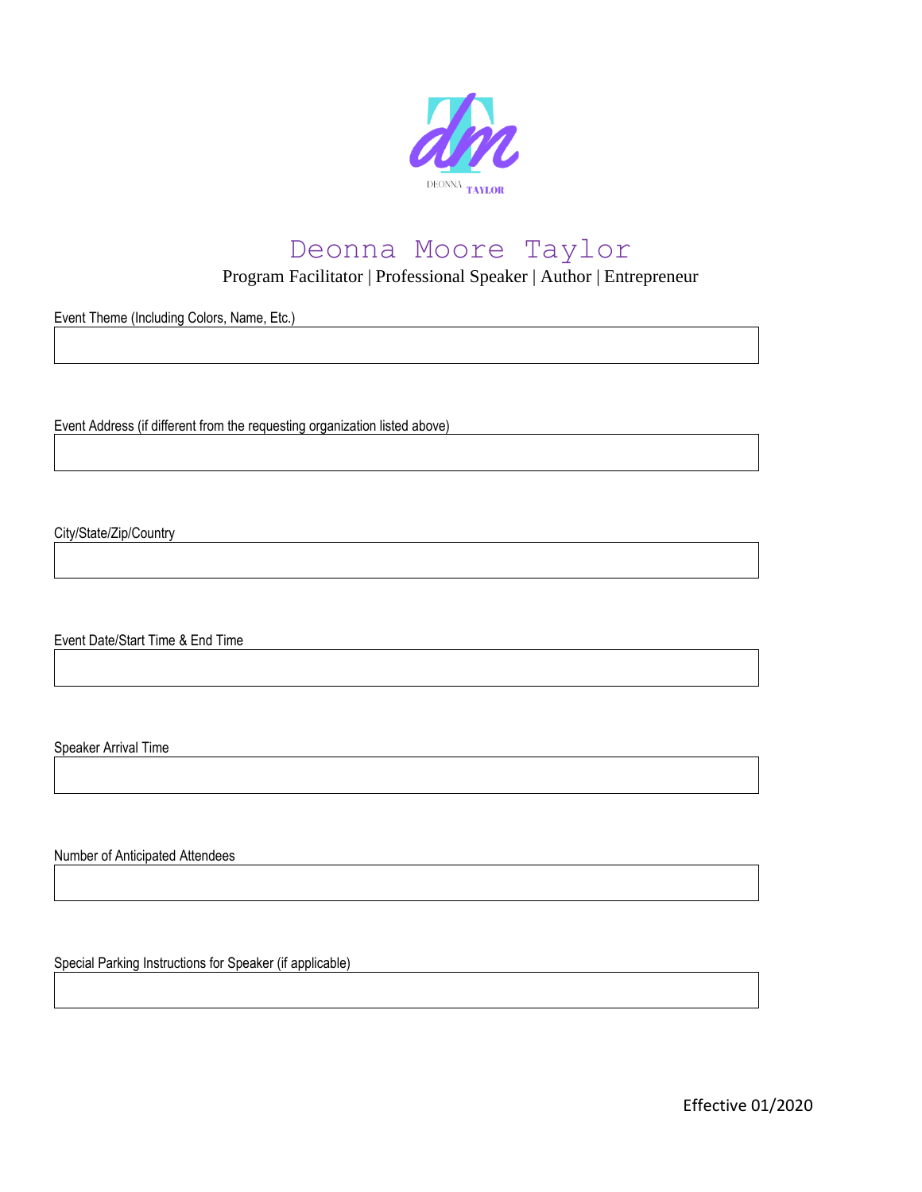# Deonna Moore Taylor

Program Facilitator | Professional Speaker | Author | Entrepreneur

Event Theme (Including Colors, Name, Etc.)

Event Address (if different from the requesting organization listed above)

City/State/Zip/Country

Event Date/Start Time & End Time

Speaker Arrival Time

Number of Anticipated Attendees

Special Parking Instructions for Speaker (if applicable)

Effective 01/2020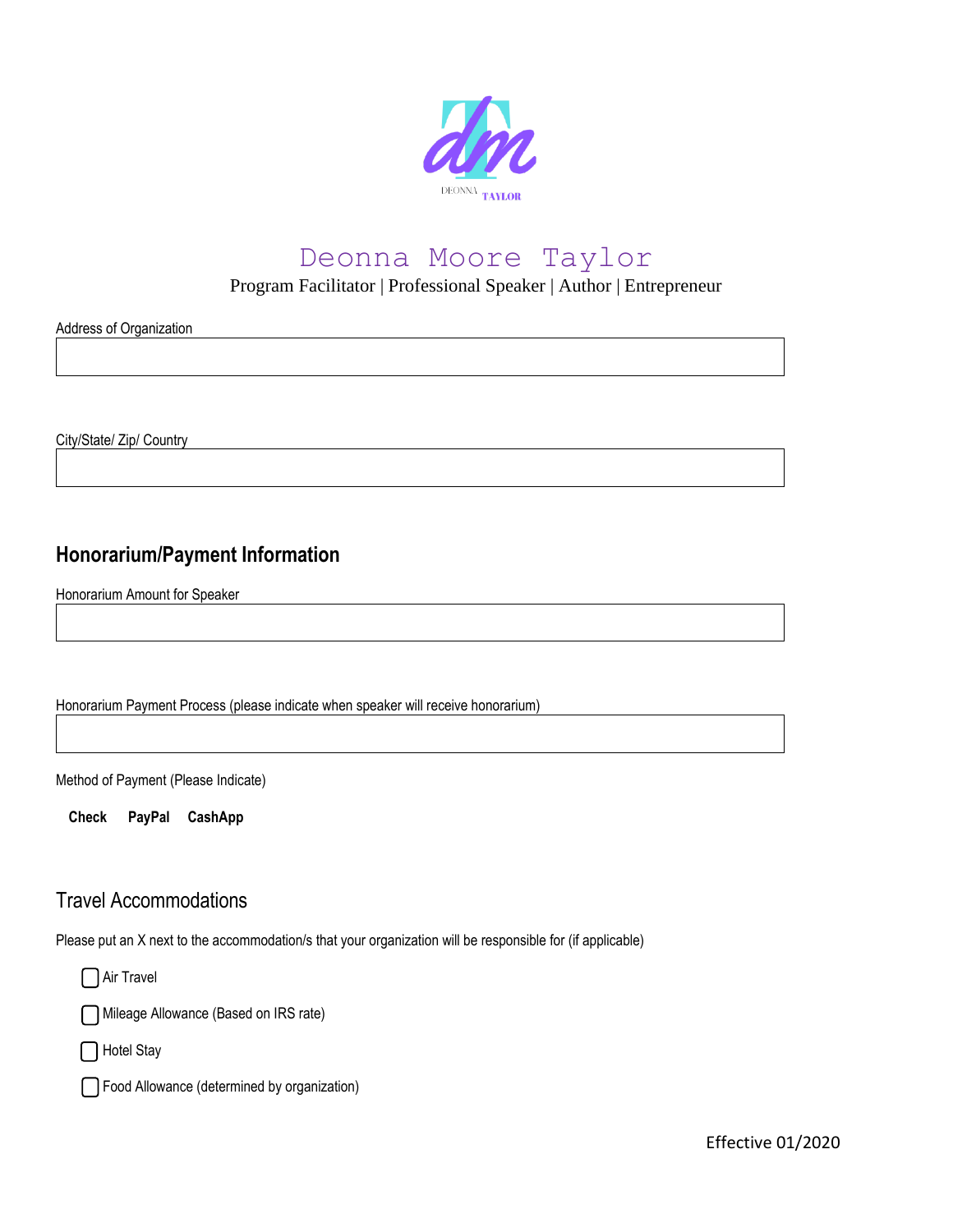# Deonna Moore Taylor

Program Facilitator | Professional Speaker | Author | Entrepreneur

Address of Organization

City/State/ Zip/ Country

## Honorarium/Payment Information

Honorarium Amount for Speaker

Honorarium Payment Process (please indicate when speaker will receive honorarium)

Method of Payment (Please Indicate)

**Check** **PayPal** **CashApp**

## Travel Accommodations

Please put an X next to the accommodation/s that your organization will be responsible for (if applicable)

- [ ] Air Travel
- [ ] Mileage Allowance (Based on IRS rate)
- [ ] Hotel Stay
- [ ] Food Allowance (determined by organization)

Effective 01/2020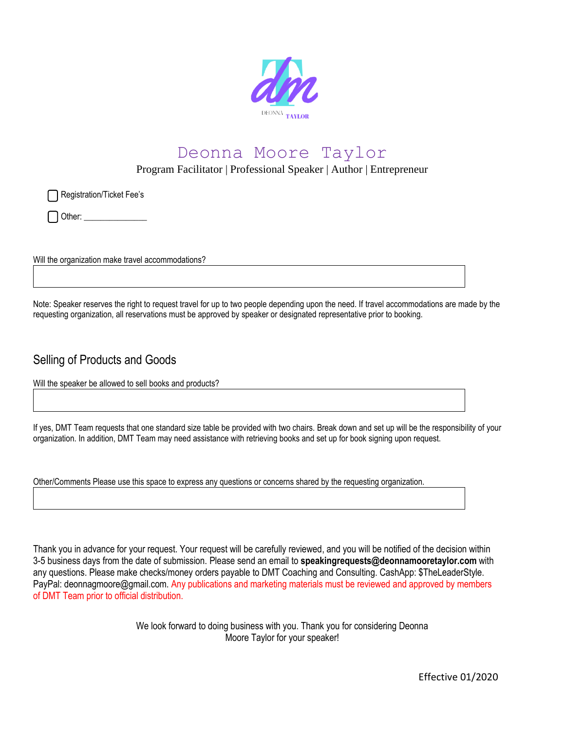# Deonna Moore Taylor

Program Facilitator | Professional Speaker | Author | Entrepreneur

☐ Registration/Ticket Fee's

☐ Other: _______________

Will the organization make travel accommodations?

Note: Speaker reserves the right to request travel for up to two people depending upon the need. If travel accommodations are made by the requesting organization, all reservations must be approved by speaker or designated representative prior to booking.

## Selling of Products and Goods

Will the speaker be allowed to sell books and products?

If yes, DMT Team requests that one standard size table be provided with two chairs. Break down and set up will be the responsibility of your organization. In addition, DMT Team may need assistance with retrieving books and set up for book signing upon request.

Other/Comments Please use this space to express any questions or concerns shared by the requesting organization.

Thank you in advance for your request. Your request will be carefully reviewed, and you will be notified of the decision within 3-5 business days from the date of submission. Please send an email to **speakingrequests@deonnamooretaylor.com** with any questions. Please make checks/money orders payable to DMT Coaching and Consulting. CashApp: $TheLeaderStyle. PayPal: deonnagmoore@gmail.com. Any publications and marketing materials must be reviewed and approved by members of DMT Team prior to official distribution.

We look forward to doing business with you. Thank you for considering Deonna Moore Taylor for your speaker!

Effective 01/2020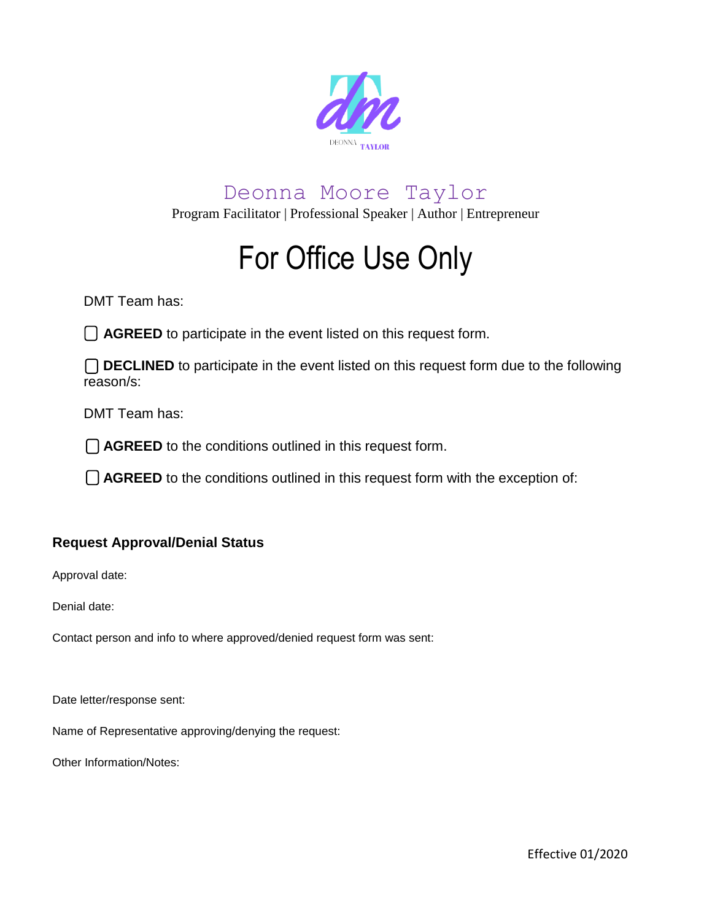Deonna Moore Taylor

Program Facilitator | Professional Speaker | Author | Entrepreneur

# For Office Use Only

DMT Team has:

☐ **AGREED** to participate in the event listed on this request form.

☐ **DECLINED** to participate in the event listed on this request form due to the following reason/s:

DMT Team has:

☐ **AGREED** to the conditions outlined in this request form.

☐ **AGREED** to the conditions outlined in this request form with the exception of:

### Request Approval/Denial Status

Approval date:

Denial date:

Contact person and info to where approved/denied request form was sent:

Date letter/response sent:

Name of Representative approving/denying the request:

Other Information/Notes:

Effective 01/2020